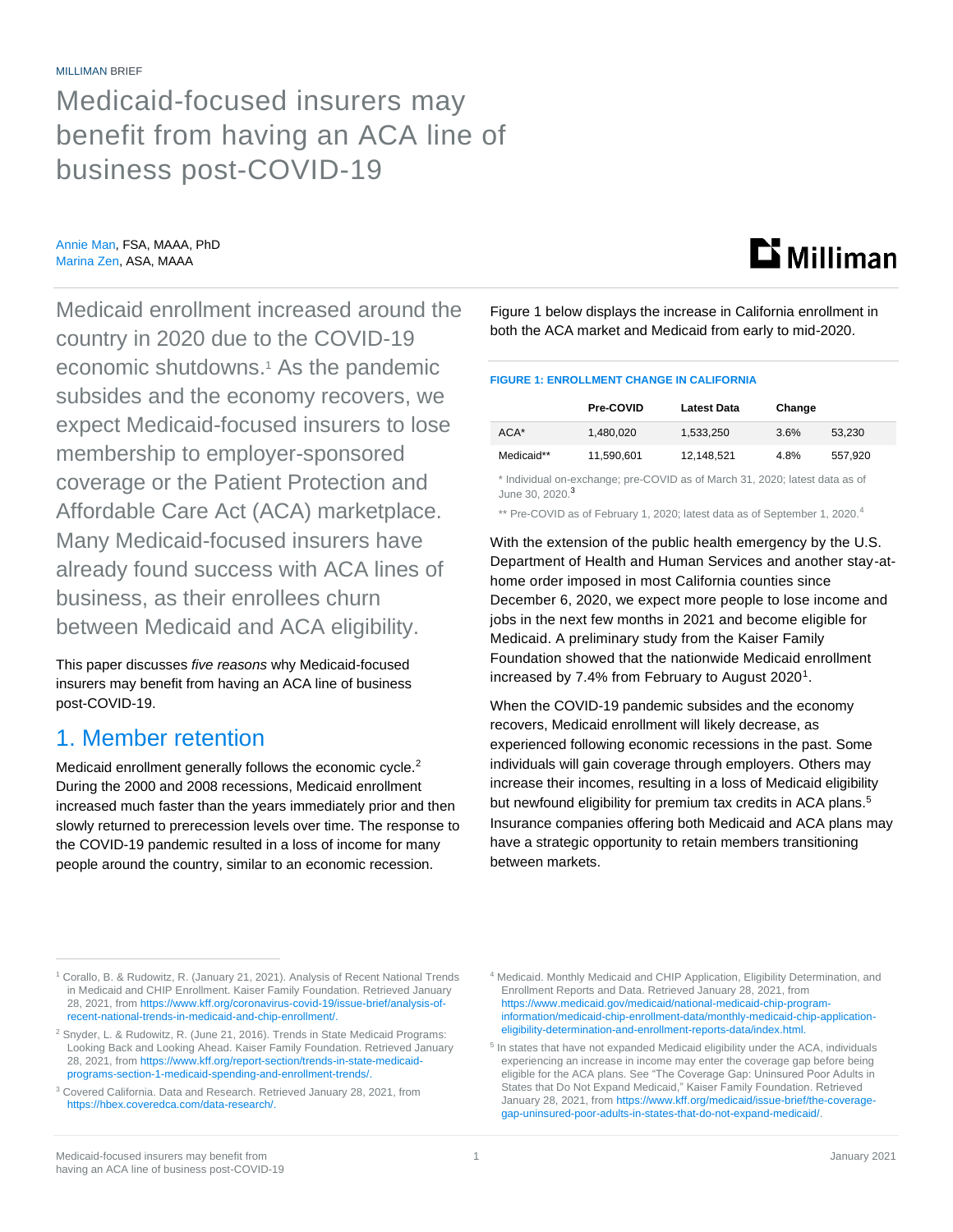MILLIMAN BRIEF

# Medicaid-focused insurers may benefit from having an ACA line of business post-COVID-19

Annie Man, FSA, MAAA, PhD
Marina Zen, ASA, MAAA

Medicaid enrollment increased around the country in 2020 due to the COVID-19 economic shutdowns.[1] As the pandemic subsides and the economy recovers, we expect Medicaid-focused insurers to lose membership to employer-sponsored coverage or the Patient Protection and Affordable Care Act (ACA) marketplace. Many Medicaid-focused insurers have already found success with ACA lines of business, as their enrollees churn between Medicaid and ACA eligibility.

This paper discusses *five reasons* why Medicaid-focused insurers may benefit from having an ACA line of business post-COVID-19.

## 1. Member retention

Medicaid enrollment generally follows the economic cycle.[2] During the 2000 and 2008 recessions, Medicaid enrollment increased much faster than the years immediately prior and then slowly returned to prerecession levels over time. The response to the COVID-19 pandemic resulted in a loss of income for many people around the country, similar to an economic recession.

Figure 1 below displays the increase in California enrollment in both the ACA market and Medicaid from early to mid-2020.

**FIGURE 1: ENROLLMENT CHANGE IN CALIFORNIA**

| | Pre-COVID | Latest Data | Change | |
|---|---|---|---|---|
| ACA* | 1,480,020 | 1,533,250 | 3.6% | 53,230 |
| Medicaid** | 11,590,601 | 12,148,521 | 4.8% | 557,920 |

\* Individual on-exchange; pre-COVID as of March 31, 2020; latest data as of June 30, 2020.[3]

\** Pre-COVID as of February 1, 2020; latest data as of September 1, 2020.[4]

With the extension of the public health emergency by the U.S. Department of Health and Human Services and another stay-at-home order imposed in most California counties since December 6, 2020, we expect more people to lose income and jobs in the next few months in 2021 and become eligible for Medicaid. A preliminary study from the Kaiser Family Foundation showed that the nationwide Medicaid enrollment increased by 7.4% from February to August 2020[1].

When the COVID-19 pandemic subsides and the economy recovers, Medicaid enrollment will likely decrease, as experienced following economic recessions in the past. Some individuals will gain coverage through employers. Others may increase their incomes, resulting in a loss of Medicaid eligibility but newfound eligibility for premium tax credits in ACA plans.[5] Insurance companies offering both Medicaid and ACA plans may have a strategic opportunity to retain members transitioning between markets.

---

[1] Corallo, B. & Rudowitz, R. (January 21, 2021). Analysis of Recent National Trends in Medicaid and CHIP Enrollment. Kaiser Family Foundation. Retrieved January 28, 2021, from https://www.kff.org/coronavirus-covid-19/issue-brief/analysis-of-recent-national-trends-in-medicaid-and-chip-enrollment/.

[2] Snyder, L. & Rudowitz, R. (June 21, 2016). Trends in State Medicaid Programs: Looking Back and Looking Ahead. Kaiser Family Foundation. Retrieved January 28, 2021, from https://www.kff.org/report-section/trends-in-state-medicaid-programs-section-1-medicaid-spending-and-enrollment-trends/.

[3] Covered California. Data and Research. Retrieved January 28, 2021, from https://hbex.coveredca.com/data-research/.

[4] Medicaid. Monthly Medicaid and CHIP Application, Eligibility Determination, and Enrollment Reports and Data. Retrieved January 28, 2021, from https://www.medicaid.gov/medicaid/national-medicaid-chip-program-information/medicaid-chip-enrollment-data/monthly-medicaid-chip-application-eligibility-determination-and-enrollment-reports-data/index.html.

[5] In states that have not expanded Medicaid eligibility under the ACA, individuals experiencing an increase in income may enter the coverage gap before being eligible for the ACA plans. See "The Coverage Gap: Uninsured Poor Adults in States that Do Not Expand Medicaid," Kaiser Family Foundation. Retrieved January 28, 2021, from https://www.kff.org/medicaid/issue-brief/the-coverage-gap-uninsured-poor-adults-in-states-that-do-not-expand-medicaid/.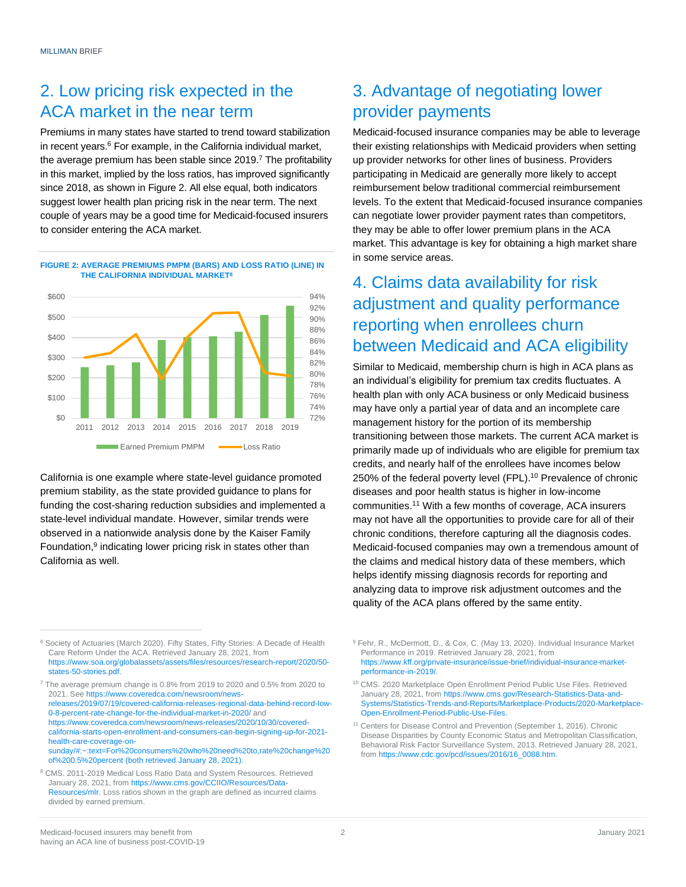## 2. Low pricing risk expected in the ACA market in the near term

Premiums in many states have started to trend toward stabilization in recent years.[6] For example, in the California individual market, the average premium has been stable since 2019.[7] The profitability in this market, implied by the loss ratios, has improved significantly since 2018, as shown in Figure 2. All else equal, both indicators suggest lower health plan pricing risk in the near term. The next couple of years may be a good time for Medicaid-focused insurers to consider entering the ACA market.

**FIGURE 2: AVERAGE PREMIUMS PMPM (BARS) AND LOSS RATIO (LINE) IN THE CALIFORNIA INDIVIDUAL MARKET[8]**

California is one example where state-level guidance promoted premium stability, as the state provided guidance to plans for funding the cost-sharing reduction subsidies and implemented a state-level individual mandate. However, similar trends were observed in a nationwide analysis done by the Kaiser Family Foundation,[9] indicating lower pricing risk in states other than California as well.

## 3. Advantage of negotiating lower provider payments

Medicaid-focused insurance companies may be able to leverage their existing relationships with Medicaid providers when setting up provider networks for other lines of business. Providers participating in Medicaid are generally more likely to accept reimbursement below traditional commercial reimbursement levels. To the extent that Medicaid-focused insurance companies can negotiate lower provider payment rates than competitors, they may be able to offer lower premium plans in the ACA market. This advantage is key for obtaining a high market share in some service areas.

## 4. Claims data availability for risk adjustment and quality performance reporting when enrollees churn between Medicaid and ACA eligibility

Similar to Medicaid, membership churn is high in ACA plans as an individual's eligibility for premium tax credits fluctuates. A health plan with only ACA business or only Medicaid business may have only a partial year of data and an incomplete care management history for the portion of its membership transitioning between those markets. The current ACA market is primarily made up of individuals who are eligible for premium tax credits, and nearly half of the enrollees have incomes below 250% of the federal poverty level (FPL).[10] Prevalence of chronic diseases and poor health status is higher in low-income communities.[11] With a few months of coverage, ACA insurers may not have all the opportunities to provide care for all of their chronic conditions, therefore capturing all the diagnosis codes. Medicaid-focused companies may own a tremendous amount of the claims and medical history data of these members, which helps identify missing diagnosis records for reporting and analyzing data to improve risk adjustment outcomes and the quality of the ACA plans offered by the same entity.

---

[6] Society of Actuaries (March 2020). Fifty States, Fifty Stories: A Decade of Health Care Reform Under the ACA. Retrieved January 28, 2021, from https://www.soa.org/globalassets/assets/files/resources/research-report/2020/50-states-50-stories.pdf.

[7] The average premium change is 0.8% from 2019 to 2020 and 0.5% from 2020 to 2021. See https://www.coveredca.com/newsroom/news-releases/2019/07/19/covered-california-releases-regional-data-behind-record-low-0-8-percent-rate-change-for-the-individual-market-in-2020/ and https://www.coveredca.com/newsroom/news-releases/2020/10/30/covered-california-starts-open-enrollment-and-consumers-can-begin-signing-up-for-2021-health-care-coverage-on-sunday/#:~:text=For%20consumers%20who%20need%20to,rate%20change%20of%200.5%20percent (both retrieved January 28, 2021).

[8] CMS. 2011-2019 Medical Loss Ratio Data and System Resources. Retrieved January 28, 2021, from https://www.cms.gov/CCIIO/Resources/Data-Resources/mlr. Loss ratios shown in the graph are defined as incurred claims divided by earned premium.

[9] Fehr, R., McDermott, D., & Cox, C. (May 13, 2020). Individual Insurance Market Performance in 2019. Retrieved January 28, 2021, from https://www.kff.org/private-insurance/issue-brief/individual-insurance-market-performance-in-2019/.

[10] CMS. 2020 Marketplace Open Enrollment Period Public Use Files. Retrieved January 28, 2021, from https://www.cms.gov/Research-Statistics-Data-and-Systems/Statistics-Trends-and-Reports/Marketplace-Products/2020-Marketplace-Open-Enrollment-Period-Public-Use-Files.

[11] Centers for Disease Control and Prevention (September 1, 2016). Chronic Disease Disparities by County Economic Status and Metropolitan Classification, Behavioral Risk Factor Surveillance System, 2013. Retrieved January 28, 2021, from https://www.cdc.gov/pcd/issues/2016/16_0088.htm.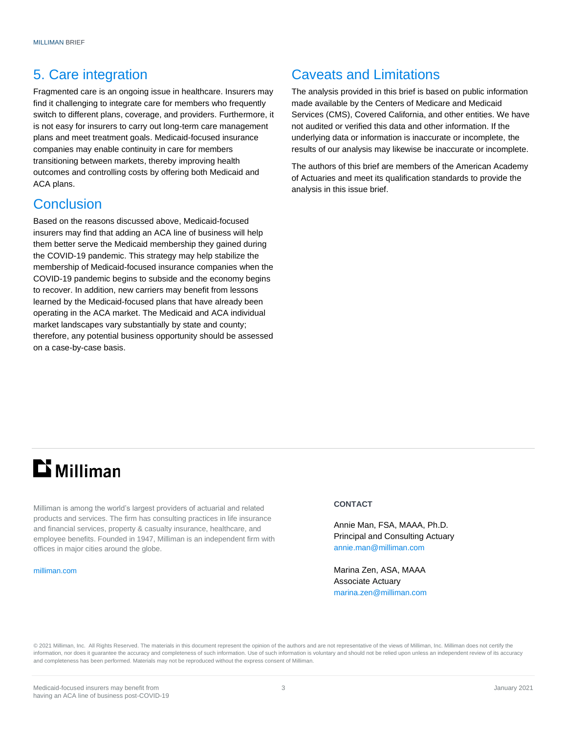## 5. Care integration

Fragmented care is an ongoing issue in healthcare. Insurers may find it challenging to integrate care for members who frequently switch to different plans, coverage, and providers. Furthermore, it is not easy for insurers to carry out long-term care management plans and meet treatment goals. Medicaid-focused insurance companies may enable continuity in care for members transitioning between markets, thereby improving health outcomes and controlling costs by offering both Medicaid and ACA plans.

## Conclusion

Based on the reasons discussed above, Medicaid-focused insurers may find that adding an ACA line of business will help them better serve the Medicaid membership they gained during the COVID-19 pandemic. This strategy may help stabilize the membership of Medicaid-focused insurance companies when the COVID-19 pandemic begins to subside and the economy begins to recover. In addition, new carriers may benefit from lessons learned by the Medicaid-focused plans that have already been operating in the ACA market. The Medicaid and ACA individual market landscapes vary substantially by state and county; therefore, any potential business opportunity should be assessed on a case-by-case basis.

## Caveats and Limitations

The analysis provided in this brief is based on public information made available by the Centers of Medicare and Medicaid Services (CMS), Covered California, and other entities. We have not audited or verified this data and other information. If the underlying data or information is inaccurate or incomplete, the results of our analysis may likewise be inaccurate or incomplete.

The authors of this brief are members of the American Academy of Actuaries and meet its qualification standards to provide the analysis in this issue brief.

---

**Milliman**

Milliman is among the world's largest providers of actuarial and related products and services. The firm has consulting practices in life insurance and financial services, property & casualty insurance, healthcare, and employee benefits. Founded in 1947, Milliman is an independent firm with offices in major cities around the globe.

milliman.com

**CONTACT**

Annie Man, FSA, MAAA, Ph.D.
Principal and Consulting Actuary
annie.man@milliman.com

Marina Zen, ASA, MAAA
Associate Actuary
marina.zen@milliman.com

© 2021 Milliman, Inc. All Rights Reserved. The materials in this document represent the opinion of the authors and are not representative of the views of Milliman, Inc. Milliman does not certify the information, nor does it guarantee the accuracy and completeness of such information. Use of such information is voluntary and should not be relied upon unless an independent review of its accuracy and completeness has been performed. Materials may not be reproduced without the express consent of Milliman.